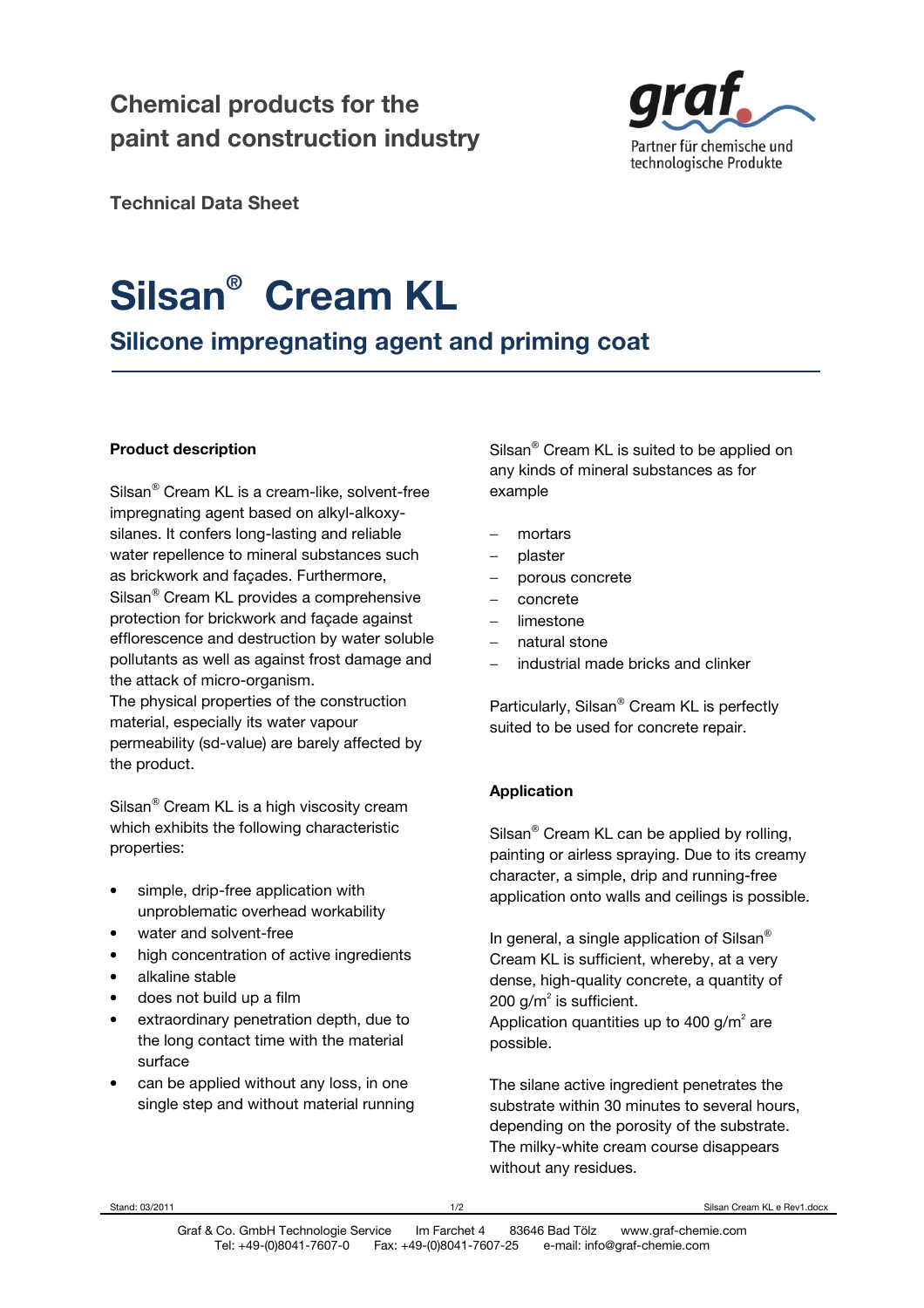Chemical products for the paint and construction industry

Technical Data Sheet

# Silsan® Cream KL

## Silicone impregnating agent and priming coat

**Product description**

Silsan® Cream KL is a cream-like, solvent-free impregnating agent based on alkyl-alkoxy-silanes. It confers long-lasting and reliable water repellence to mineral substances such as brickwork and façades. Furthermore, Silsan® Cream KL provides a comprehensive protection for brickwork and façade against efflorescence and destruction by water soluble pollutants as well as against frost damage and the attack of micro-organism.
The physical properties of the construction material, especially its water vapour permeability (sd-value) are barely affected by the product.

Silsan® Cream KL is a high viscosity cream which exhibits the following characteristic properties:

- simple, drip-free application with unproblematic overhead workability
- water and solvent-free
- high concentration of active ingredients
- alkaline stable
- does not build up a film
- extraordinary penetration depth, due to the long contact time with the material surface
- can be applied without any loss, in one single step and without material running

Silsan® Cream KL is suited to be applied on any kinds of mineral substances as for example

- mortars
- plaster
- porous concrete
- concrete
- limestone
- natural stone
- industrial made bricks and clinker

Particularly, Silsan® Cream KL is perfectly suited to be used for concrete repair.

**Application**

Silsan® Cream KL can be applied by rolling, painting or airless spraying. Due to its creamy character, a simple, drip and running-free application onto walls and ceilings is possible.

In general, a single application of Silsan® Cream KL is sufficient, whereby, at a very dense, high-quality concrete, a quantity of 200 g/m$^2$ is sufficient.
Application quantities up to 400 g/m$^2$ are possible.

The silane active ingredient penetrates the substrate within 30 minutes to several hours, depending on the porosity of the substrate. The milky-white cream course disappears without any residues.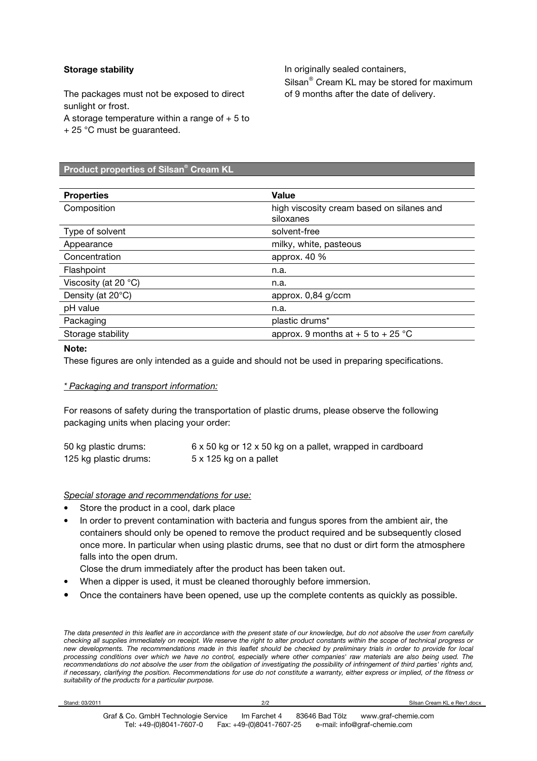**Storage stability**

The packages must not be exposed to direct sunlight or frost.
A storage temperature within a range of + 5 to + 25 °C must be guaranteed.

In originally sealed containers, Silsan® Cream KL may be stored for maximum of 9 months after the date of delivery.

## Product properties of Silsan® Cream KL

| **Properties** | **Value** |
|---|---|
| Composition | high viscosity cream based on silanes and siloxanes |
| Type of solvent | solvent-free |
| Appearance | milky, white, pasteous |
| Concentration | approx. 40 % |
| Flashpoint | n.a. |
| Viscosity (at 20 °C) | n.a. |
| Density (at 20°C) | approx. 0,84 g/ccm |
| pH value | n.a. |
| Packaging | plastic drums* |
| Storage stability | approx. 9 months at + 5 to + 25 °C |

**Note:**
These figures are only intended as a guide and should not be used in preparing specifications.

*<u>* Packaging and transport information:</u>*

For reasons of safety during the transportation of plastic drums, please observe the following packaging units when placing your order:

| | |
|---|---|
| 50 kg plastic drums: | 6 x 50 kg or 12 x 50 kg on a pallet, wrapped in cardboard |
| 125 kg plastic drums: | 5 x 125 kg on a pallet |

*<u>Special storage and recommendations for use:</u>*

- Store the product in a cool, dark place
- In order to prevent contamination with bacteria and fungus spores from the ambient air, the containers should only be opened to remove the product required and be subsequently closed once more. In particular when using plastic drums, see that no dust or dirt form the atmosphere falls into the open drum.
  Close the drum immediately after the product has been taken out.
- When a dipper is used, it must be cleaned thoroughly before immersion.
- Once the containers have been opened, use up the complete contents as quickly as possible.

*The data presented in this leaflet are in accordance with the present state of our knowledge, but do not absolve the user from carefully checking all supplies immediately on receipt. We reserve the right to alter product constants within the scope of technical progress or new developments. The recommendations made in this leaflet should be checked by preliminary trials in order to provide for local processing conditions over which we have no control, especially where other companies' raw materials are also being used. The recommendations do not absolve the user from the obligation of investigating the possibility of infringement of third parties' rights and, if necessary, clarifying the position. Recommendations for use do not constitute a warranty, either express or implied, of the fitness or suitability of the products for a particular purpose.*

Stand: 03/2011 Silsan Cream KL e Rev1.docx

Graf & Co. GmbH Technologie Service Im Farchet 4 83646 Bad Tölz www.graf-chemie.com
Tel: +49-(0)8041-7607-0 Fax: +49-(0)8041-7607-25 e-mail: info@graf-chemie.com